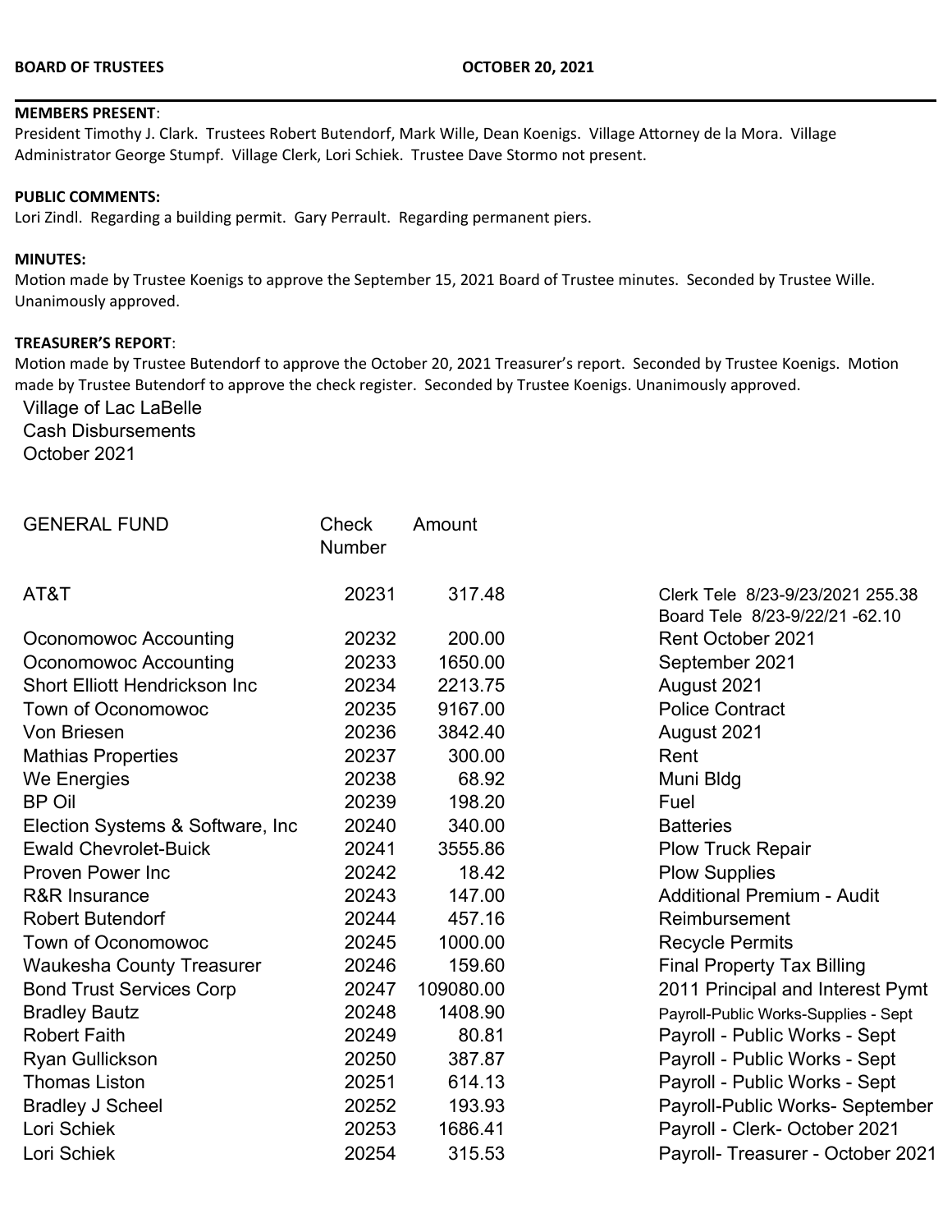**BOARD OF TRUSTEES** **OCTOBER 20, 2021**

**MEMBERS PRESENT**:
President Timothy J. Clark. Trustees Robert Butendorf, Mark Wille, Dean Koenigs. Village Attorney de la Mora. Village Administrator George Stumpf. Village Clerk, Lori Schiek. Trustee Dave Stormo not present.

**PUBLIC COMMENTS:**
Lori Zindl. Regarding a building permit. Gary Perrault. Regarding permanent piers.

**MINUTES:**
Motion made by Trustee Koenigs to approve the September 15, 2021 Board of Trustee minutes. Seconded by Trustee Wille. Unanimously approved.

**TREASURER'S REPORT**:
Motion made by Trustee Butendorf to approve the October 20, 2021 Treasurer's report. Seconded by Trustee Koenigs. Motion made by Trustee Butendorf to approve the check register. Seconded by Trustee Koenigs. Unanimously approved.

Village of Lac LaBelle
Cash Disbursements
October 2021

| GENERAL FUND | Check Number | Amount | |
|---|---|---|---|
| AT&T | 20231 | 317.48 | Clerk Tele 8/23-9/23/2021 255.38<br>Board Tele 8/23-9/22/21 -62.10 |
| Oconomowoc Accounting | 20232 | 200.00 | Rent October 2021 |
| Oconomowoc Accounting | 20233 | 1650.00 | September 2021 |
| Short Elliott Hendrickson Inc | 20234 | 2213.75 | August 2021 |
| Town of Oconomowoc | 20235 | 9167.00 | Police Contract |
| Von Briesen | 20236 | 3842.40 | August 2021 |
| Mathias Properties | 20237 | 300.00 | Rent |
| We Energies | 20238 | 68.92 | Muni Bldg |
| BP Oil | 20239 | 198.20 | Fuel |
| Election Systems & Software, Inc | 20240 | 340.00 | Batteries |
| Ewald Chevrolet-Buick | 20241 | 3555.86 | Plow Truck Repair |
| Proven Power Inc | 20242 | 18.42 | Plow Supplies |
| R&R Insurance | 20243 | 147.00 | Additional Premium - Audit |
| Robert Butendorf | 20244 | 457.16 | Reimbursement |
| Town of Oconomowoc | 20245 | 1000.00 | Recycle Permits |
| Waukesha County Treasurer | 20246 | 159.60 | Final Property Tax Billing |
| Bond Trust Services Corp | 20247 | 109080.00 | 2011 Principal and Interest Pymt |
| Bradley Bautz | 20248 | 1408.90 | Payroll-Public Works-Supplies - Sept |
| Robert Faith | 20249 | 80.81 | Payroll - Public Works - Sept |
| Ryan Gullickson | 20250 | 387.87 | Payroll - Public Works - Sept |
| Thomas Liston | 20251 | 614.13 | Payroll - Public Works - Sept |
| Bradley J Scheel | 20252 | 193.93 | Payroll-Public Works- September |
| Lori Schiek | 20253 | 1686.41 | Payroll - Clerk- October 2021 |
| Lori Schiek | 20254 | 315.53 | Payroll- Treasurer - October 2021 |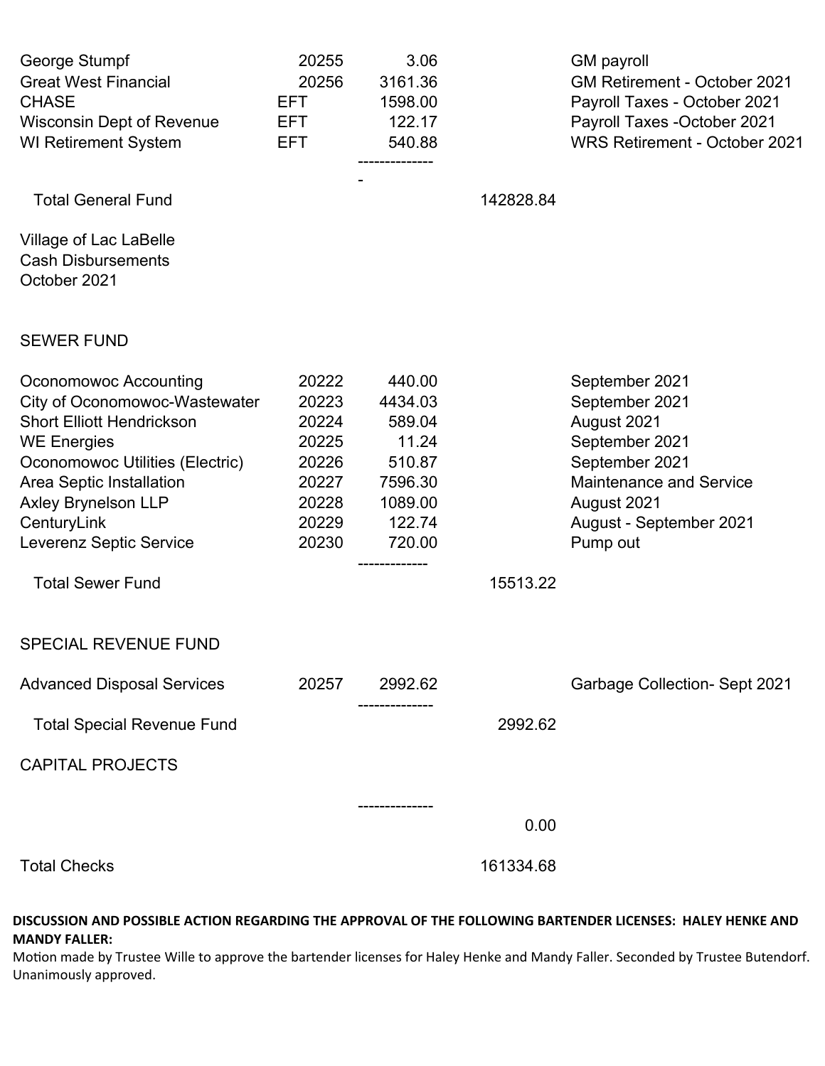| | | | | |
|---|---|---|---|---|
| George Stumpf | 20255 | 3.06 | | GM payroll |
| Great West Financial | 20256 | 3161.36 | | GM Retirement - October 2021 |
| CHASE | EFT | 1598.00 | | Payroll Taxes - October 2021 |
| Wisconsin Dept of Revenue | EFT | 122.17 | | Payroll Taxes -October 2021 |
| WI Retirement System | EFT | 540.88 | | WRS Retirement - October 2021 |
| | | -------------- - | | |
| Total General Fund | | | 142828.84 | |

Village of Lac LaBelle
Cash Disbursements
October 2021

SEWER FUND

| | | | | |
|---|---|---|---|---|
| Oconomowoc Accounting | 20222 | 440.00 | | September 2021 |
| City of Oconomowoc-Wastewater | 20223 | 4434.03 | | September 2021 |
| Short Elliott Hendrickson | 20224 | 589.04 | | August 2021 |
| WE Energies | 20225 | 11.24 | | September 2021 |
| Oconomowoc Utilities (Electric) | 20226 | 510.87 | | September 2021 |
| Area Septic Installation | 20227 | 7596.30 | | Maintenance and Service |
| Axley Brynelson LLP | 20228 | 1089.00 | | August 2021 |
| CenturyLink | 20229 | 122.74 | | August - September 2021 |
| Leverenz Septic Service | 20230 | 720.00 | | Pump out |
| | | ------------- | | |
| Total Sewer Fund | | | 15513.22 | |

SPECIAL REVENUE FUND

| | | | | |
|---|---|---|---|---|
| Advanced Disposal Services | 20257 | 2992.62 | | Garbage Collection- Sept 2021 |
| | | -------------- | | |
| Total Special Revenue Fund | | | 2992.62 | |

CAPITAL PROJECTS

| | | | | |
|---|---|---|---|---|
| | | -------------- | | |
| | | | 0.00 | |
| Total Checks | | | 161334.68 | |

**DISCUSSION AND POSSIBLE ACTION REGARDING THE APPROVAL OF THE FOLLOWING BARTENDER LICENSES: HALEY HENKE AND MANDY FALLER:**

Motion made by Trustee Wille to approve the bartender licenses for Haley Henke and Mandy Faller. Seconded by Trustee Butendorf. Unanimously approved.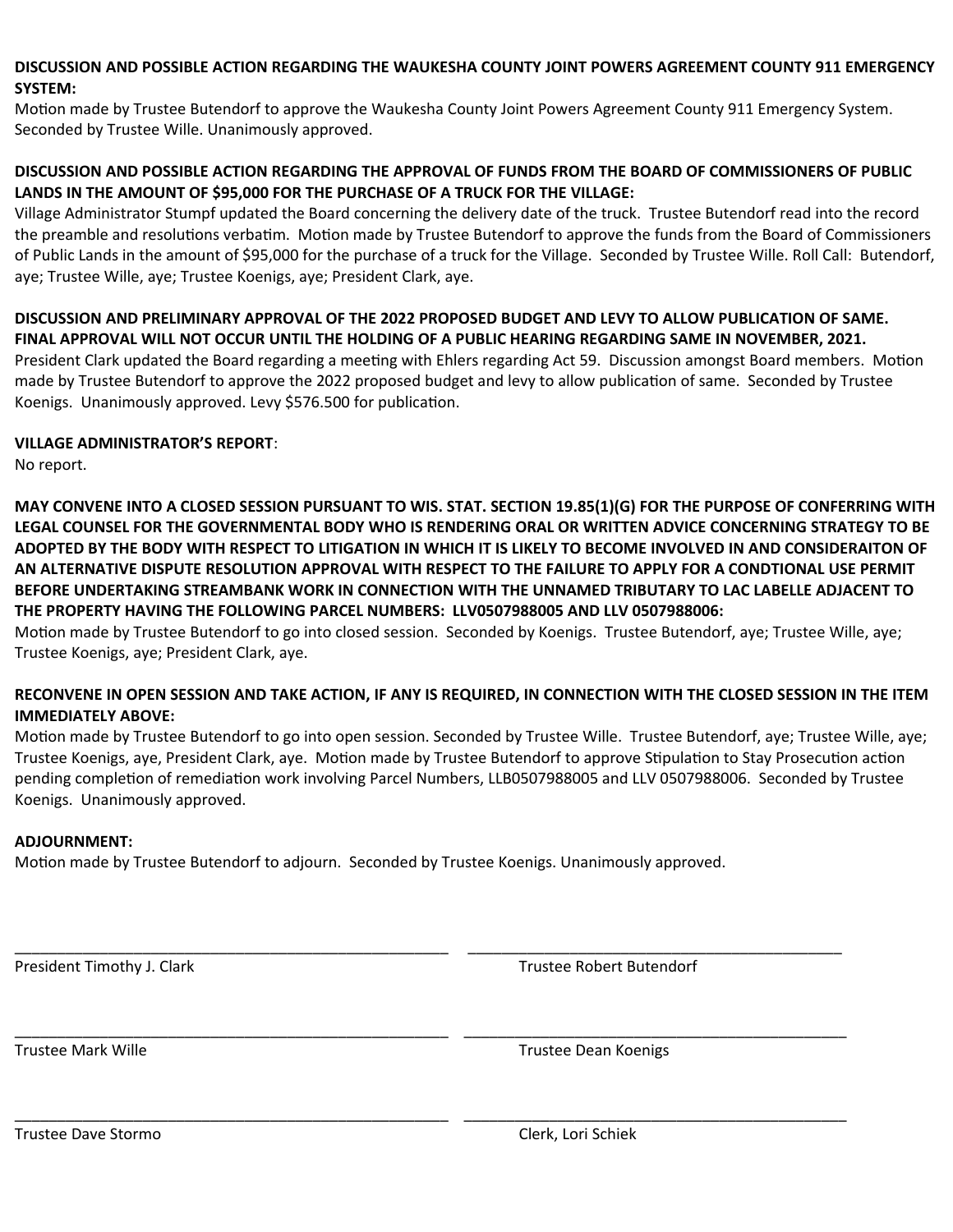**DISCUSSION AND POSSIBLE ACTION REGARDING THE WAUKESHA COUNTY JOINT POWERS AGREEMENT COUNTY 911 EMERGENCY SYSTEM:**
Motion made by Trustee Butendorf to approve the Waukesha County Joint Powers Agreement County 911 Emergency System. Seconded by Trustee Wille. Unanimously approved.

**DISCUSSION AND POSSIBLE ACTION REGARDING THE APPROVAL OF FUNDS FROM THE BOARD OF COMMISSIONERS OF PUBLIC LANDS IN THE AMOUNT OF $95,000 FOR THE PURCHASE OF A TRUCK FOR THE VILLAGE:**
Village Administrator Stumpf updated the Board concerning the delivery date of the truck. Trustee Butendorf read into the record the preamble and resolutions verbatim. Motion made by Trustee Butendorf to approve the funds from the Board of Commissioners of Public Lands in the amount of $95,000 for the purchase of a truck for the Village. Seconded by Trustee Wille. Roll Call: Butendorf, aye; Trustee Wille, aye; Trustee Koenigs, aye; President Clark, aye.

**DISCUSSION AND PRELIMINARY APPROVAL OF THE 2022 PROPOSED BUDGET AND LEVY TO ALLOW PUBLICATION OF SAME. FINAL APPROVAL WILL NOT OCCUR UNTIL THE HOLDING OF A PUBLIC HEARING REGARDING SAME IN NOVEMBER, 2021.**
President Clark updated the Board regarding a meeting with Ehlers regarding Act 59. Discussion amongst Board members. Motion made by Trustee Butendorf to approve the 2022 proposed budget and levy to allow publication of same. Seconded by Trustee Koenigs. Unanimously approved. Levy $576.500 for publication.

**VILLAGE ADMINISTRATOR'S REPORT**:
No report.

**MAY CONVENE INTO A CLOSED SESSION PURSUANT TO WIS. STAT. SECTION 19.85(1)(G) FOR THE PURPOSE OF CONFERRING WITH LEGAL COUNSEL FOR THE GOVERNMENTAL BODY WHO IS RENDERING ORAL OR WRITTEN ADVICE CONCERNING STRATEGY TO BE ADOPTED BY THE BODY WITH RESPECT TO LITIGATION IN WHICH IT IS LIKELY TO BECOME INVOLVED IN AND CONSIDERAITON OF AN ALTERNATIVE DISPUTE RESOLUTION APPROVAL WITH RESPECT TO THE FAILURE TO APPLY FOR A CONDTIONAL USE PERMIT BEFORE UNDERTAKING STREAMBANK WORK IN CONNECTION WITH THE UNNAMED TRIBUTARY TO LAC LABELLE ADJACENT TO THE PROPERTY HAVING THE FOLLOWING PARCEL NUMBERS: LLV0507988005 AND LLV 0507988006:**
Motion made by Trustee Butendorf to go into closed session. Seconded by Koenigs. Trustee Butendorf, aye; Trustee Wille, aye; Trustee Koenigs, aye; President Clark, aye.

**RECONVENE IN OPEN SESSION AND TAKE ACTION, IF ANY IS REQUIRED, IN CONNECTION WITH THE CLOSED SESSION IN THE ITEM IMMEDIATELY ABOVE:**
Motion made by Trustee Butendorf to go into open session. Seconded by Trustee Wille. Trustee Butendorf, aye; Trustee Wille, aye; Trustee Koenigs, aye, President Clark, aye. Motion made by Trustee Butendorf to approve Stipulation to Stay Prosecution action pending completion of remediation work involving Parcel Numbers, LLB0507988005 and LLV 0507988006. Seconded by Trustee Koenigs. Unanimously approved.

**ADJOURNMENT:**
Motion made by Trustee Butendorf to adjourn. Seconded by Trustee Koenigs. Unanimously approved.

\_\_\_\_\_\_\_\_\_\_\_\_\_\_\_\_\_\_\_\_\_\_\_\_\_\_\_\_\_\_\_\_\_\_\_\_\_\_\_\_\_\_\_\_ \_\_\_\_\_\_\_\_\_\_\_\_\_\_\_\_\_\_\_\_\_\_\_\_\_\_\_\_\_\_\_\_\_\_\_\_\_\_\_\_\_\_\_\_

President Timothy J. Clark    Trustee Robert Butendorf

\_\_\_\_\_\_\_\_\_\_\_\_\_\_\_\_\_\_\_\_\_\_\_\_\_\_\_\_\_\_\_\_\_\_\_\_\_\_\_\_\_\_\_\_ \_\_\_\_\_\_\_\_\_\_\_\_\_\_\_\_\_\_\_\_\_\_\_\_\_\_\_\_\_\_\_\_\_\_\_\_\_\_\_\_\_\_\_\_

Trustee Mark Wille    Trustee Dean Koenigs

\_\_\_\_\_\_\_\_\_\_\_\_\_\_\_\_\_\_\_\_\_\_\_\_\_\_\_\_\_\_\_\_\_\_\_\_\_\_\_\_\_\_\_\_ \_\_\_\_\_\_\_\_\_\_\_\_\_\_\_\_\_\_\_\_\_\_\_\_\_\_\_\_\_\_\_\_\_\_\_\_\_\_\_\_\_\_\_\_

Trustee Dave Stormo    Clerk, Lori Schiek